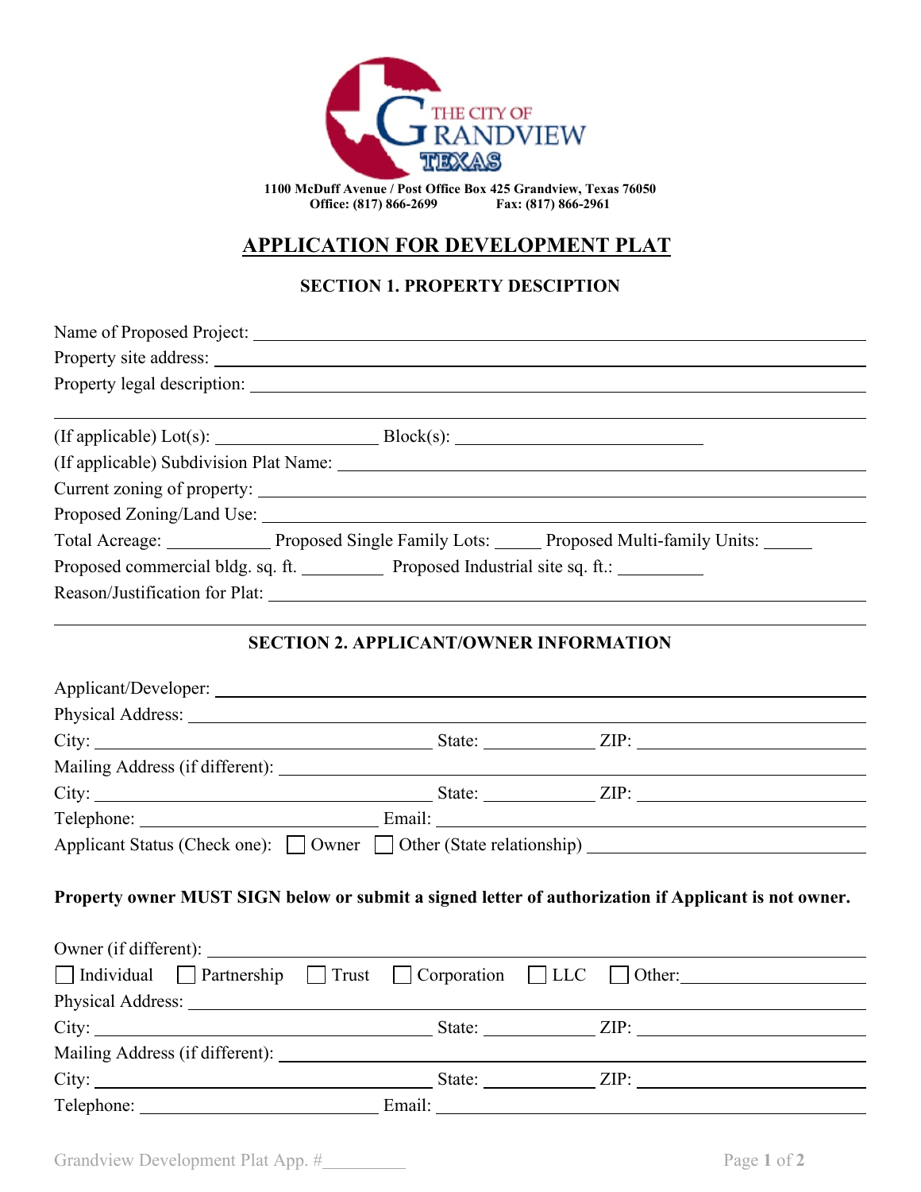THE CITY OF GRANDVIEW TEXAS

**1100 McDuff Avenue / Post Office Box 425 Grandview, Texas 76050**
**Office: (817) 866-2699 Fax: (817) 866-2961**

# APPLICATION FOR DEVELOPMENT PLAT

## SECTION 1. PROPERTY DESCIPTION

Name of Proposed Project: ______________________________

Property site address: ______________________________

Property legal description: ______________________________

______________________________

(If applicable) Lot(s): ______________ Block(s): ______________

(If applicable) Subdivision Plat Name: ______________________________

Current zoning of property: ______________________________

Proposed Zoning/Land Use: ______________________________

Total Acreage: __________ Proposed Single Family Lots: _____ Proposed Multi-family Units: _____

Proposed commercial bldg. sq. ft. _________ Proposed Industrial site sq. ft.: _________

Reason/Justification for Plat: ______________________________

______________________________

## SECTION 2. APPLICANT/OWNER INFORMATION

Applicant/Developer: ______________________________

Physical Address: ______________________________

City: ______________________ State: __________ ZIP: ______________

Mailing Address (if different): ______________________________

City: ______________________ State: __________ ZIP: ______________

Telephone: ______________________ Email: ______________________________

Applicant Status (Check one): ☐ Owner ☐ Other (State relationship) ______________________

**Property owner MUST SIGN below or submit a signed letter of authorization if Applicant is not owner.**

Owner (if different): ______________________________

☐ Individual ☐ Partnership ☐ Trust ☐ Corporation ☐ LLC ☐ Other: ______________

Physical Address: ______________________________

City: ______________________ State: __________ ZIP: ______________

Mailing Address (if different): ______________________________

City: ______________________ State: __________ ZIP: ______________

Telephone: ______________________ Email: ______________________________

Grandview Development Plat App. #_________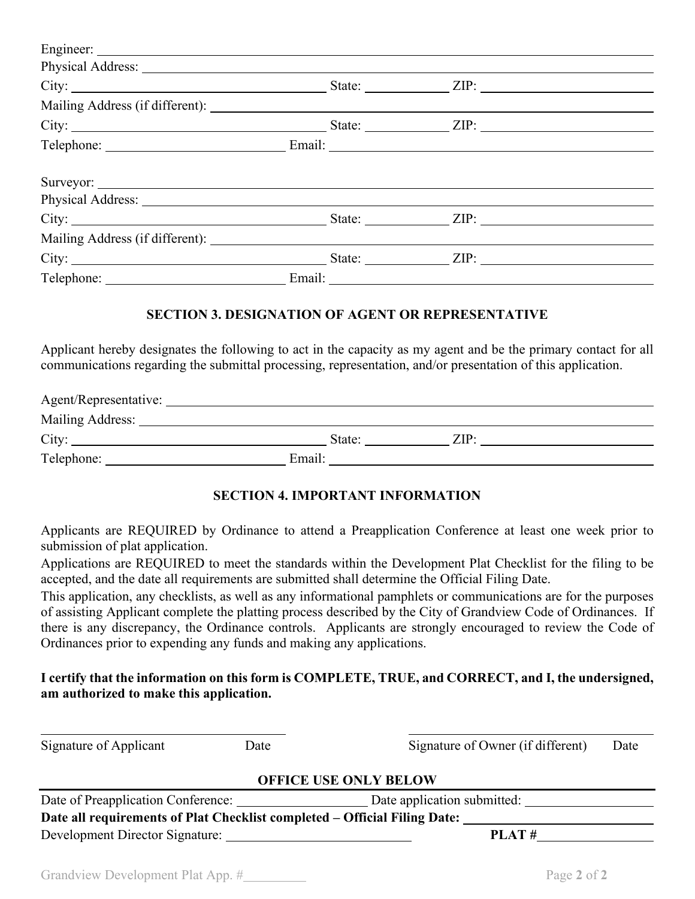Engineer: \_\_\_\_\_\_\_\_\_\_\_\_\_\_\_\_\_\_\_\_\_\_\_\_\_\_\_\_\_\_\_\_\_\_\_\_\_\_\_\_

Physical Address: \_\_\_\_\_\_\_\_\_\_\_\_\_\_\_\_\_\_\_\_\_\_\_\_\_\_\_\_\_\_\_\_\_\_\_\_

City: \_\_\_\_\_\_\_\_\_\_\_\_\_\_\_\_\_\_\_\_ State: \_\_\_\_\_\_\_\_ ZIP: \_\_\_\_\_\_\_\_\_\_\_\_

Mailing Address (if different): \_\_\_\_\_\_\_\_\_\_\_\_\_\_\_\_\_\_\_\_\_\_\_\_\_\_\_\_

City: \_\_\_\_\_\_\_\_\_\_\_\_\_\_\_\_\_\_\_\_ State: \_\_\_\_\_\_\_\_ ZIP: \_\_\_\_\_\_\_\_\_\_\_\_

Telephone: \_\_\_\_\_\_\_\_\_\_\_\_\_\_\_\_ Email: \_\_\_\_\_\_\_\_\_\_\_\_\_\_\_\_\_\_\_\_\_\_\_\_

Surveyor: \_\_\_\_\_\_\_\_\_\_\_\_\_\_\_\_\_\_\_\_\_\_\_\_\_\_\_\_\_\_\_\_\_\_\_\_\_\_\_\_

Physical Address: \_\_\_\_\_\_\_\_\_\_\_\_\_\_\_\_\_\_\_\_\_\_\_\_\_\_\_\_\_\_\_\_\_\_\_\_

City: \_\_\_\_\_\_\_\_\_\_\_\_\_\_\_\_\_\_\_\_ State: \_\_\_\_\_\_\_\_ ZIP: \_\_\_\_\_\_\_\_\_\_\_\_

Mailing Address (if different): \_\_\_\_\_\_\_\_\_\_\_\_\_\_\_\_\_\_\_\_\_\_\_\_\_\_\_\_

City: \_\_\_\_\_\_\_\_\_\_\_\_\_\_\_\_\_\_\_\_ State: \_\_\_\_\_\_\_\_ ZIP: \_\_\_\_\_\_\_\_\_\_\_\_

Telephone: \_\_\_\_\_\_\_\_\_\_\_\_\_\_\_\_ Email: \_\_\_\_\_\_\_\_\_\_\_\_\_\_\_\_\_\_\_\_\_\_\_\_

## SECTION 3. DESIGNATION OF AGENT OR REPRESENTATIVE

Applicant hereby designates the following to act in the capacity as my agent and be the primary contact for all communications regarding the submittal processing, representation, and/or presentation of this application.

Agent/Representative: \_\_\_\_\_\_\_\_\_\_\_\_\_\_\_\_\_\_\_\_\_\_\_\_\_\_\_\_\_\_\_\_\_\_

Mailing Address: \_\_\_\_\_\_\_\_\_\_\_\_\_\_\_\_\_\_\_\_\_\_\_\_\_\_\_\_\_\_\_\_\_\_\_\_\_\_

City: \_\_\_\_\_\_\_\_\_\_\_\_\_\_\_\_\_\_\_\_ State: \_\_\_\_\_\_\_\_ ZIP: \_\_\_\_\_\_\_\_\_\_\_\_

Telephone: \_\_\_\_\_\_\_\_\_\_\_\_\_\_\_\_ Email: \_\_\_\_\_\_\_\_\_\_\_\_\_\_\_\_\_\_\_\_\_\_\_\_

## SECTION 4. IMPORTANT INFORMATION

Applicants are REQUIRED by Ordinance to attend a Preapplication Conference at least one week prior to submission of plat application.

Applications are REQUIRED to meet the standards within the Development Plat Checklist for the filing to be accepted, and the date all requirements are submitted shall determine the Official Filing Date.

This application, any checklists, as well as any informational pamphlets or communications are for the purposes of assisting Applicant complete the platting process described by the City of Grandview Code of Ordinances. If there is any discrepancy, the Ordinance controls. Applicants are strongly encouraged to review the Code of Ordinances prior to expending any funds and making any applications.

**I certify that the information on this form is COMPLETE, TRUE, and CORRECT, and I, the undersigned, am authorized to make this application.**

\_\_\_\_\_\_\_\_\_\_\_\_\_\_\_\_\_\_\_\_\_\_\_\_\_\_ \_\_\_\_\_\_\_\_\_\_\_\_\_\_\_\_\_\_\_\_\_\_\_\_\_\_

Signature of Applicant Date Signature of Owner (if different) Date

**OFFICE USE ONLY BELOW**

Date of Preapplication Conference: \_\_\_\_\_\_\_\_\_\_\_\_\_\_ Date application submitted: \_\_\_\_\_\_\_\_\_\_\_\_\_\_

**Date all requirements of Plat Checklist completed – Official Filing Date:** \_\_\_\_\_\_\_\_\_\_\_\_\_\_\_\_

Development Director Signature: \_\_\_\_\_\_\_\_\_\_\_\_\_\_\_\_\_\_\_\_ **PLAT #**\_\_\_\_\_\_\_\_\_\_\_\_